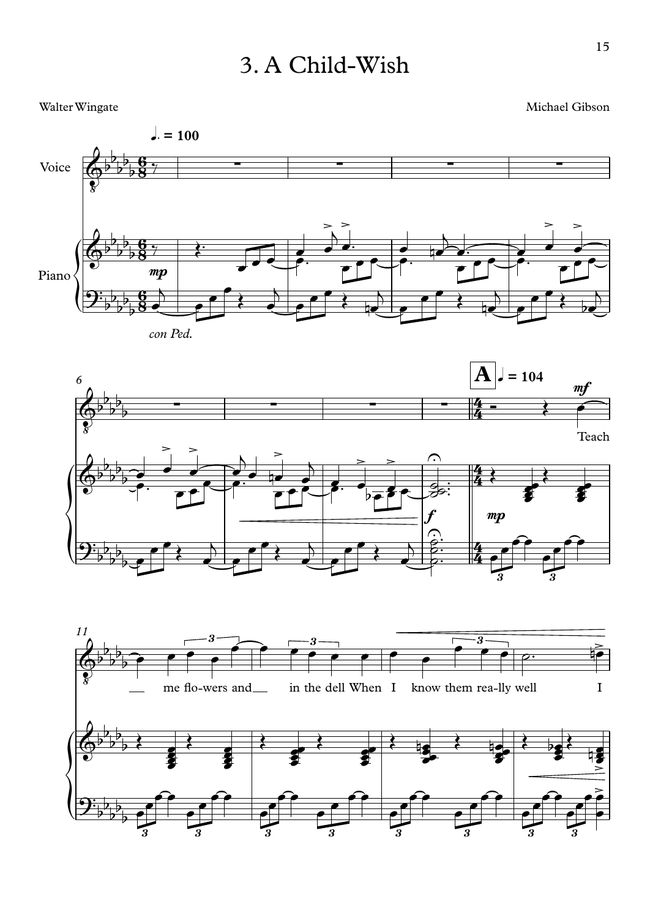# 3. A Child-Wish

Walter Wingate

Michael Gibson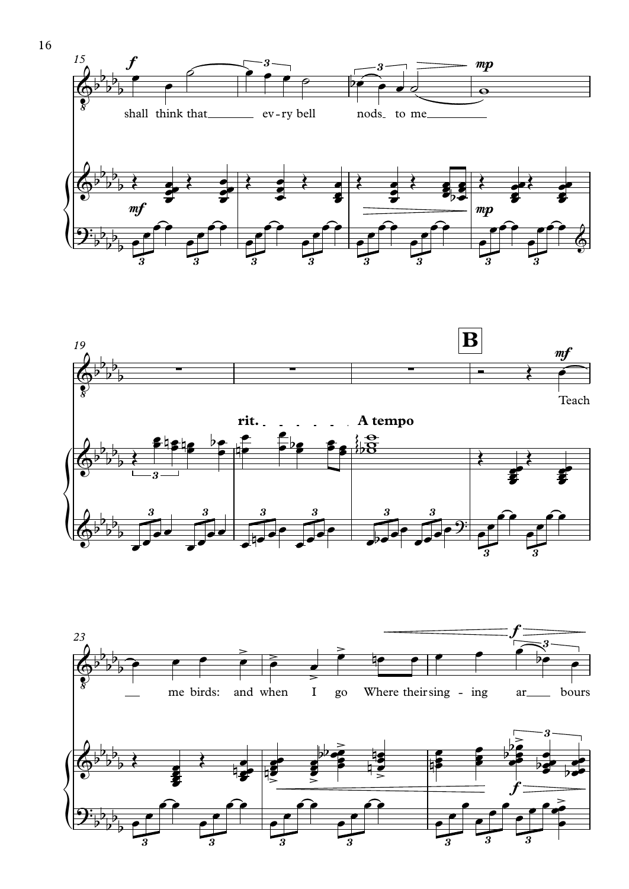shall think that every bell nods to me

rit. A tempo

**B**

Teach me birds: and when I go Where their singing arbours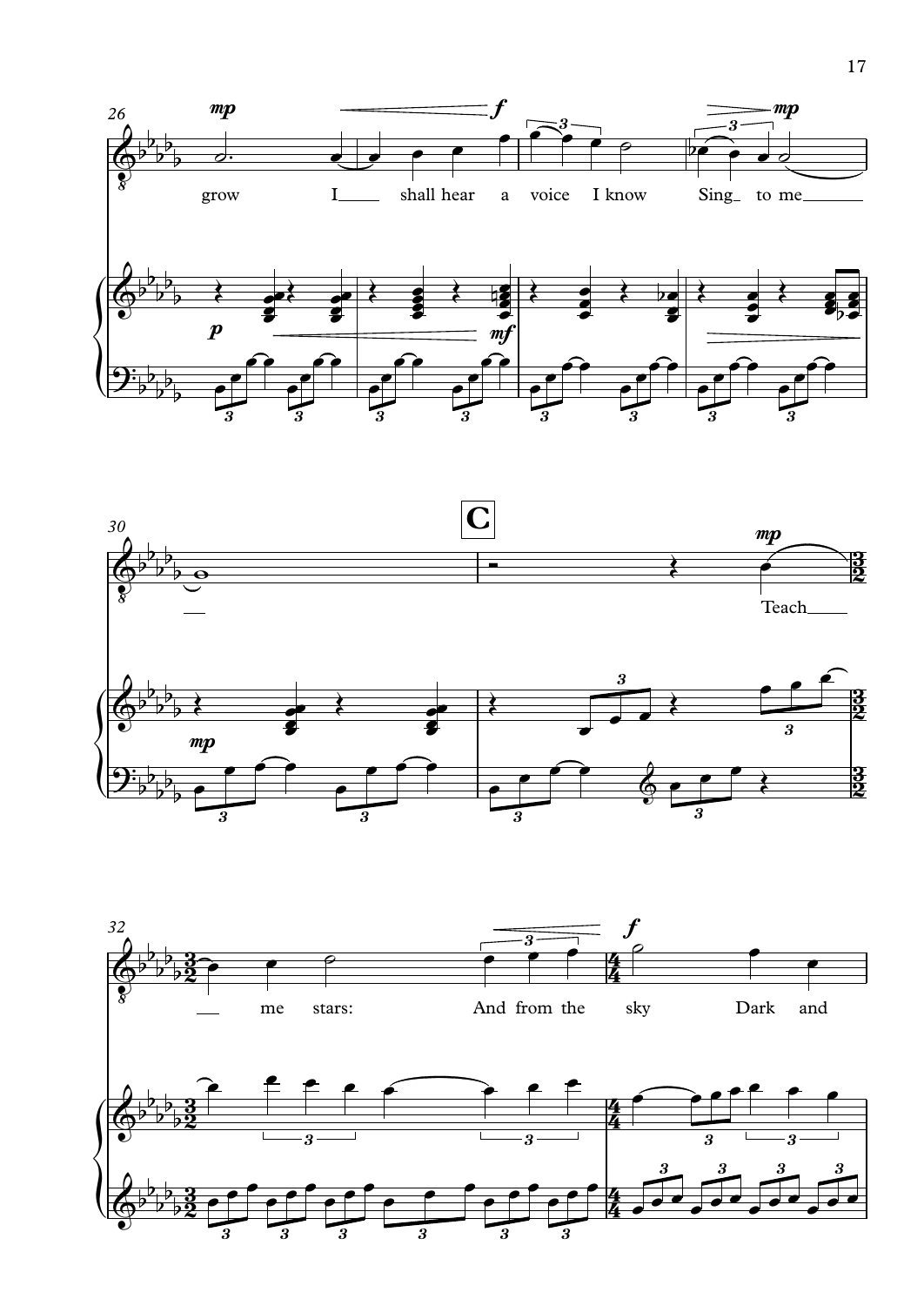grow I shall hear a voice I know Sing to me

**C**

Teach me stars: And from the sky Dark and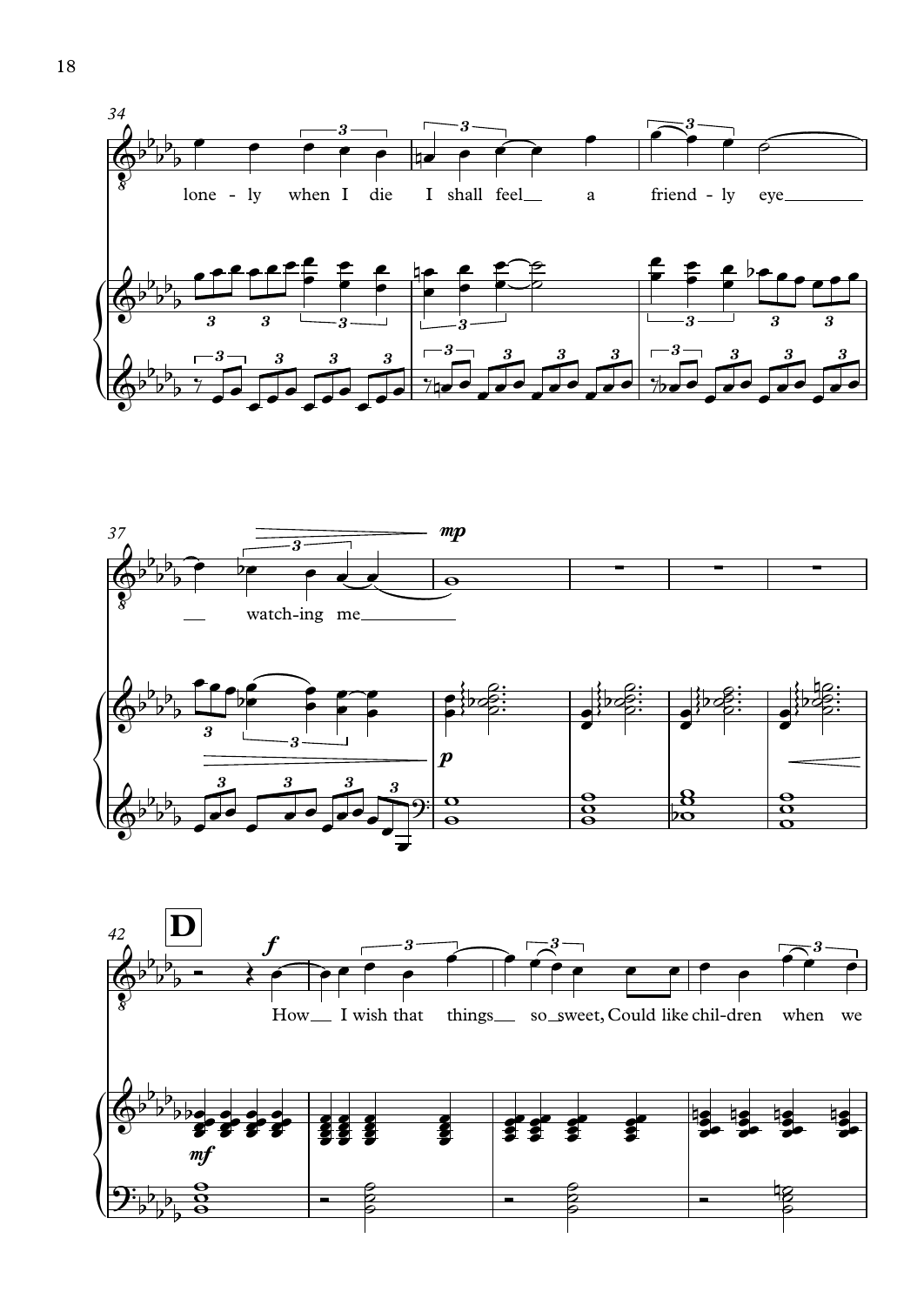34

lone - ly when I die I shall feel a friend - ly eye

37

watch-ing me

*mp*

*p*

42

**D**

*f*

*mf*

How I wish that things so sweet, Could like chil-dren when we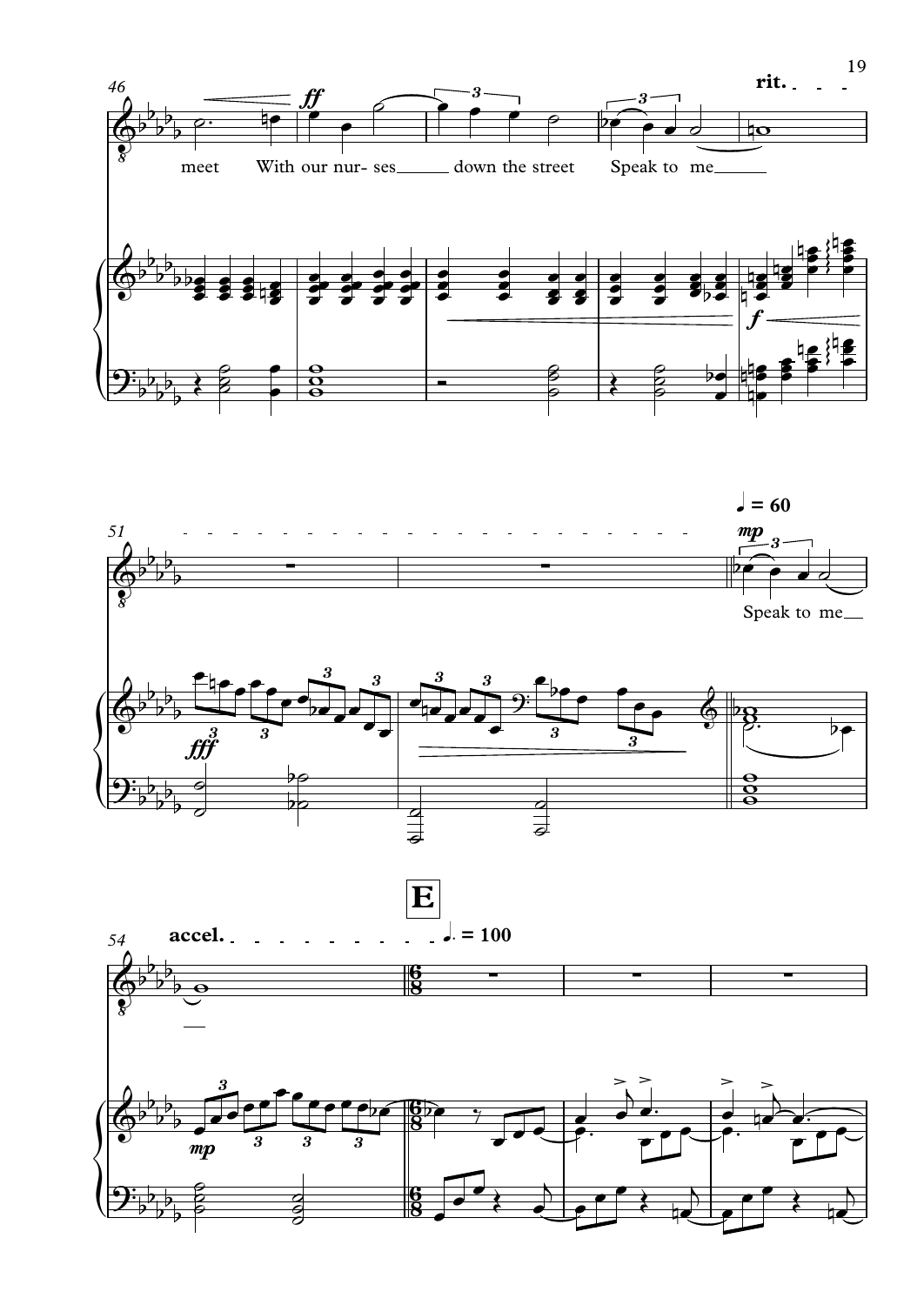rit.

meet With our nur- ses down the street Speak to me

♩ = 60

*mp*

Speak to me

**E**

accel.

♩. = 100